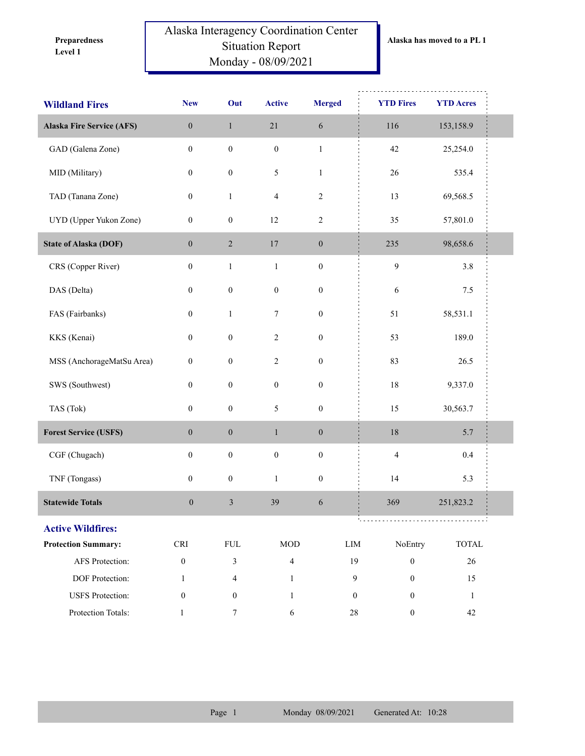**Preparedness Level 1**

# Alaska Interagency Coordination Center Situation Report Monday - 08/09/2021

**Alaska has moved to a PL 1**

| Wildland Fires | New | Out | Active | Merged | YTD Fires | YTD Acres |
|---|---|---|---|---|---|---|
| **Alaska Fire Service (AFS)** | 0 | 1 | 21 | 6 | 116 | 153,158.9 |
| GAD (Galena Zone) | 0 | 0 | 0 | 1 | 42 | 25,254.0 |
| MID (Military) | 0 | 0 | 5 | 1 | 26 | 535.4 |
| TAD (Tanana Zone) | 0 | 1 | 4 | 2 | 13 | 69,568.5 |
| UYD (Upper Yukon Zone) | 0 | 0 | 12 | 2 | 35 | 57,801.0 |
| **State of Alaska (DOF)** | 0 | 2 | 17 | 0 | 235 | 98,658.6 |
| CRS (Copper River) | 0 | 1 | 1 | 0 | 9 | 3.8 |
| DAS (Delta) | 0 | 0 | 0 | 0 | 6 | 7.5 |
| FAS (Fairbanks) | 0 | 1 | 7 | 0 | 51 | 58,531.1 |
| KKS (Kenai) | 0 | 0 | 2 | 0 | 53 | 189.0 |
| MSS (AnchorageMatSu Area) | 0 | 0 | 2 | 0 | 83 | 26.5 |
| SWS (Southwest) | 0 | 0 | 0 | 0 | 18 | 9,337.0 |
| TAS (Tok) | 0 | 0 | 5 | 0 | 15 | 30,563.7 |
| **Forest Service (USFS)** | 0 | 0 | 1 | 0 | 18 | 5.7 |
| CGF (Chugach) | 0 | 0 | 0 | 0 | 4 | 0.4 |
| TNF (Tongass) | 0 | 0 | 1 | 0 | 14 | 5.3 |
| **Statewide Totals** | 0 | 3 | 39 | 6 | 369 | 251,823.2 |

## Active Wildfires:

| Protection Summary: | CRI | FUL | MOD | LIM | NoEntry | TOTAL |
|---|---|---|---|---|---|---|
| AFS Protection: | 0 | 3 | 4 | 19 | 0 | 26 |
| DOF Protection: | 1 | 4 | 1 | 9 | 0 | 15 |
| USFS Protection: | 0 | 0 | 1 | 0 | 0 | 1 |
| Protection Totals: | 1 | 7 | 6 | 28 | 0 | 42 |

Monday 08/09/2021 Generated At: 10:28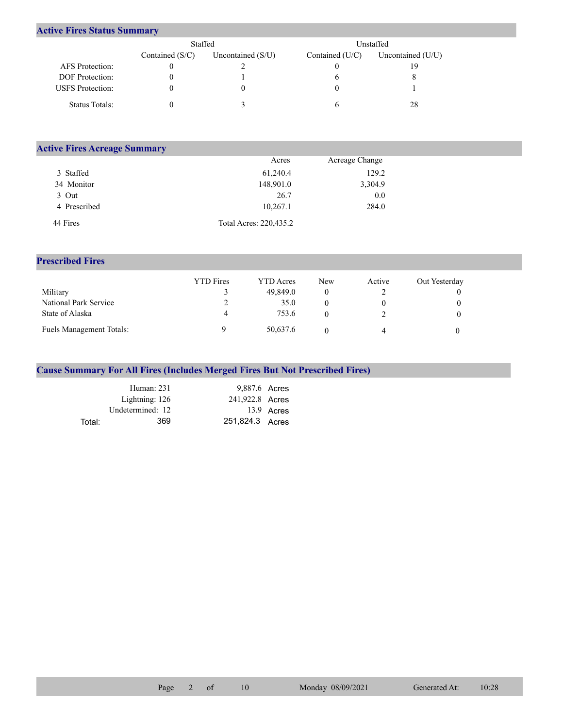## Active Fires Status Summary

| | Staffed | | Unstaffed | |
|---|---|---|---|---|
| | Contained (S/C) | Uncontained (S/U) | Contained (U/C) | Uncontained (U/U) |
| AFS Protection: | 0 | 2 | 0 | 19 |
| DOF Protection: | 0 | 1 | 6 | 8 |
| USFS Protection: | 0 | 0 | 0 | 1 |
| Status Totals: | 0 | 3 | 6 | 28 |

## Active Fires Acreage Summary

| | Acres | Acreage Change |
|---|---|---|
| 3 Staffed | 61,240.4 | 129.2 |
| 34 Monitor | 148,901.0 | 3,304.9 |
| 3 Out | 26.7 | 0.0 |
| 4 Prescribed | 10,267.1 | 284.0 |
| 44 Fires | Total Acres: 220,435.2 | |

## Prescribed Fires

| | YTD Fires | YTD Acres | New | Active | Out Yesterday |
|---|---|---|---|---|---|
| Military | 3 | 49,849.0 | 0 | 2 | 0 |
| National Park Service | 2 | 35.0 | 0 | 0 | 0 |
| State of Alaska | 4 | 753.6 | 0 | 2 | 0 |
| Fuels Management Totals: | 9 | 50,637.6 | 0 | 4 | 0 |

## Cause Summary For All Fires (Includes Merged Fires But Not Prescribed Fires)

| | | |
|---|---|---|
| Human: 231 | 9,887.6 | Acres |
| Lightning: 126 | 241,922.8 | Acres |
| Undetermined: 12 | 13.9 | Acres |
| Total: 369 | 251,824.3 | Acres |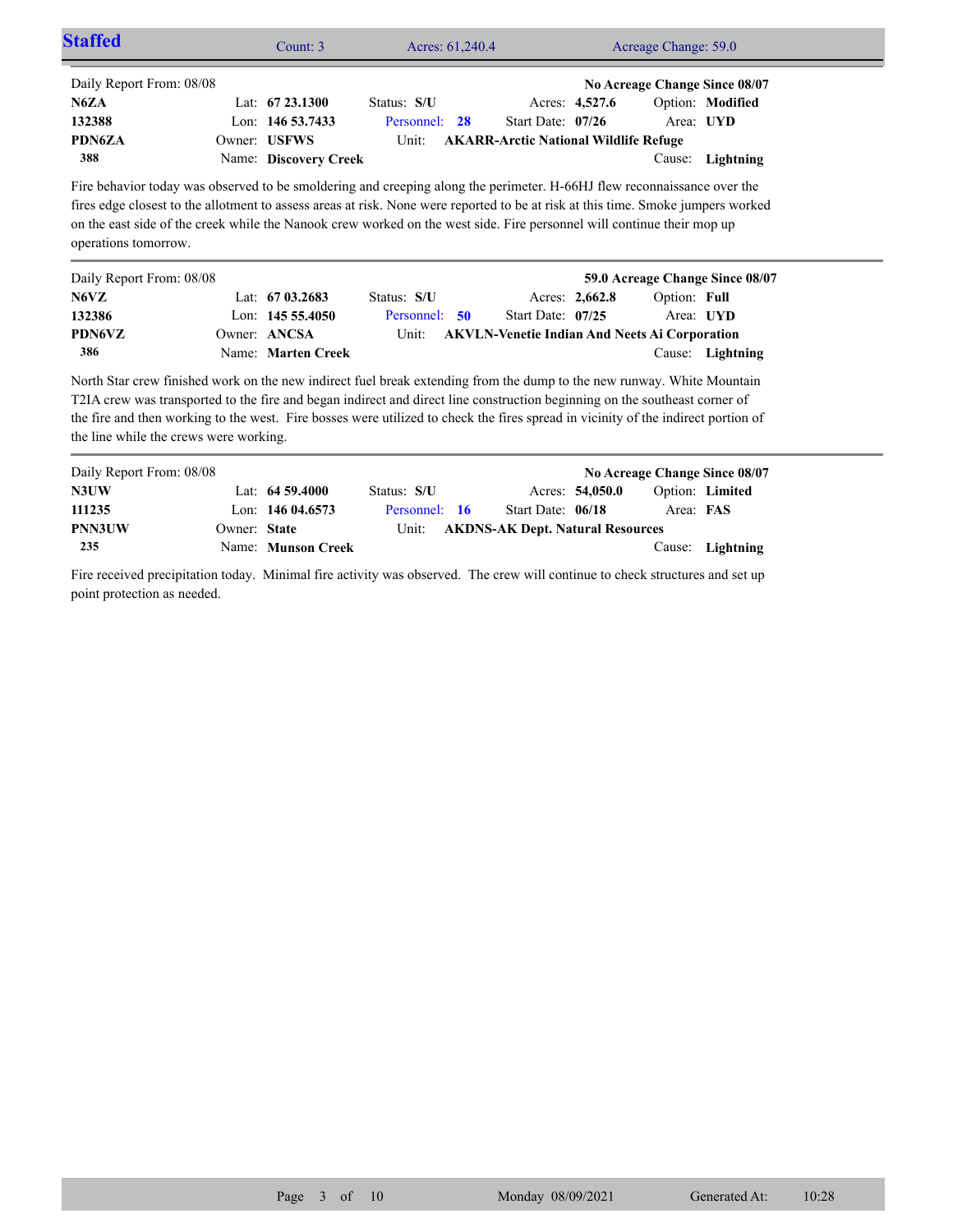## Staffed

Count: 3 | Acres: 61,240.4 | Acreage Change: 59.0

---

Daily Report From: 08/08 — **No Acreage Change Since 08/07**

| | | | | |
|---|---|---|---|---|
| **N6ZA** | Lat: **67 23.1300** | Status: **S/U** | Acres: **4,527.6** | Option: **Modified** |
| **132388** | Lon: **146 53.7433** | Personnel: **28** | Start Date: **07/26** | Area: **UYD** |
| **PDN6ZA** | Owner: **USFWS** | Unit: **AKARR-Arctic National Wildlife Refuge** | | |
| **388** | Name: **Discovery Creek** | | | Cause: **Lightning** |

Fire behavior today was observed to be smoldering and creeping along the perimeter. H-66HJ flew reconnaissance over the fires edge closest to the allotment to assess areas at risk. None were reported to be at risk at this time. Smoke jumpers worked on the east side of the creek while the Nanook crew worked on the west side. Fire personnel will continue their mop up operations tomorrow.

---

Daily Report From: 08/08 — **59.0 Acreage Change Since 08/07**

| | | | | |
|---|---|---|---|---|
| **N6VZ** | Lat: **67 03.2683** | Status: **S/U** | Acres: **2,662.8** | Option: **Full** |
| **132386** | Lon: **145 55.4050** | Personnel: **50** | Start Date: **07/25** | Area: **UYD** |
| **PDN6VZ** | Owner: **ANCSA** | Unit: **AKVLN-Venetie Indian And Neets Ai Corporation** | | |
| **386** | Name: **Marten Creek** | | | Cause: **Lightning** |

North Star crew finished work on the new indirect fuel break extending from the dump to the new runway. White Mountain T2IA crew was transported to the fire and began indirect and direct line construction beginning on the southeast corner of the fire and then working to the west. Fire bosses were utilized to check the fires spread in vicinity of the indirect portion of the line while the crews were working.

---

Daily Report From: 08/08 — **No Acreage Change Since 08/07**

| | | | | |
|---|---|---|---|---|
| **N3UW** | Lat: **64 59.4000** | Status: **S/U** | Acres: **54,050.0** | Option: **Limited** |
| **111235** | Lon: **146 04.6573** | Personnel: **16** | Start Date: **06/18** | Area: **FAS** |
| **PNN3UW** | Owner: **State** | Unit: **AKDNS-AK Dept. Natural Resources** | | |
| **235** | Name: **Munson Creek** | | | Cause: **Lightning** |

Fire received precipitation today. Minimal fire activity was observed. The crew will continue to check structures and set up point protection as needed.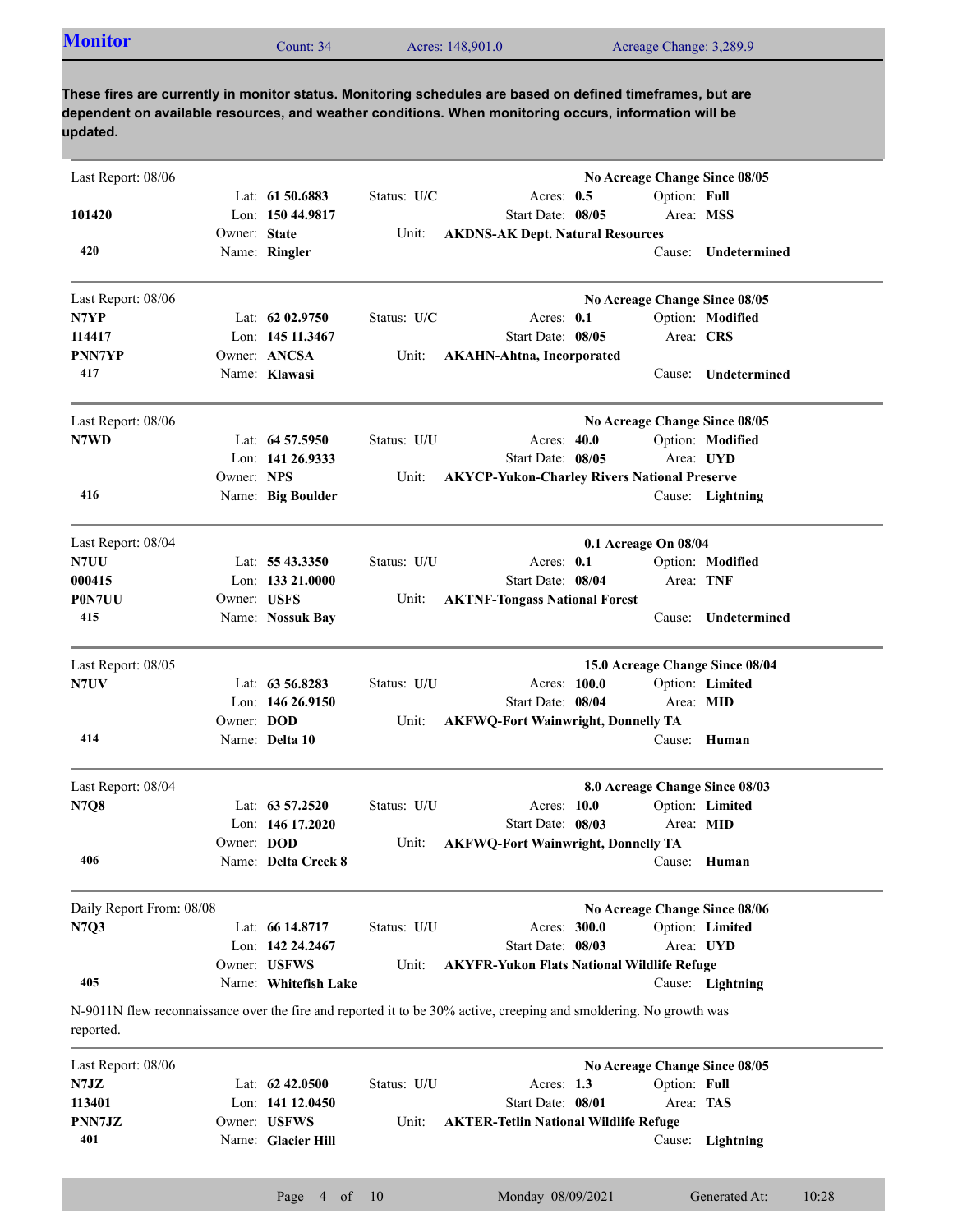## Monitor

Count: 34 | Acres: 148,901.0 | Acreage Change: 3,289.9

**These fires are currently in monitor status. Monitoring schedules are based on defined timeframes, but are dependent on available resources, and weather conditions. When monitoring occurs, information will be updated.**

---

Last Report: 08/06 — **No Acreage Change Since 08/05**

**101420**
**420**

Lat: **61 50.6883** | Lon: **150 44.9817** | Owner: **State** | Name: **Ringler**
Status: **U/C** | Unit: **AKDNS-AK Dept. Natural Resources**
Acres: **0.5** | Start Date: **08/05**
Option: **Full** | Area: **MSS** | Cause: **Undetermined**

---

Last Report: 08/06 — **No Acreage Change Since 08/05**

**N7YP**
**114417**
**PNN7YP**
**417**

Lat: **62 02.9750** | Lon: **145 11.3467** | Owner: **ANCSA** | Name: **Klawasi**
Status: **U/C** | Unit: **AKAHN-Ahtna, Incorporated**
Acres: **0.1** | Start Date: **08/05**
Option: **Modified** | Area: **CRS** | Cause: **Undetermined**

---

Last Report: 08/06 — **No Acreage Change Since 08/05**

**N7WD**
**416**

Lat: **64 57.5950** | Lon: **141 26.9333** | Owner: **NPS** | Name: **Big Boulder**
Status: **U/U** | Unit: **AKYCP-Yukon-Charley Rivers National Preserve**
Acres: **40.0** | Start Date: **08/05**
Option: **Modified** | Area: **UYD** | Cause: **Lightning**

---

Last Report: 08/04 — **0.1 Acreage On 08/04**

**N7UU**
**000415**
**P0N7UU**
**415**

Lat: **55 43.3350** | Lon: **133 21.0000** | Owner: **USFS** | Name: **Nossuk Bay**
Status: **U/U** | Unit: **AKTNF-Tongass National Forest**
Acres: **0.1** | Start Date: **08/04**
Option: **Modified** | Area: **TNF** | Cause: **Undetermined**

---

Last Report: 08/05 — **15.0 Acreage Change Since 08/04**

**N7UV**
**414**

Lat: **63 56.8283** | Lon: **146 26.9150** | Owner: **DOD** | Name: **Delta 10**
Status: **U/U** | Unit: **AKFWQ-Fort Wainwright, Donnelly TA**
Acres: **100.0** | Start Date: **08/04**
Option: **Limited** | Area: **MID** | Cause: **Human**

---

Last Report: 08/04 — **8.0 Acreage Change Since 08/03**

**N7Q8**
**406**

Lat: **63 57.2520** | Lon: **146 17.2020** | Owner: **DOD** | Name: **Delta Creek 8**
Status: **U/U** | Unit: **AKFWQ-Fort Wainwright, Donnelly TA**
Acres: **10.0** | Start Date: **08/03**
Option: **Limited** | Area: **MID** | Cause: **Human**

---

Daily Report From: 08/08 — **No Acreage Change Since 08/06**

**N7Q3**
**405**

Lat: **66 14.8717** | Lon: **142 24.2467** | Owner: **USFWS** | Name: **Whitefish Lake**
Status: **U/U** | Unit: **AKYFR-Yukon Flats National Wildlife Refuge**
Acres: **300.0** | Start Date: **08/03**
Option: **Limited** | Area: **UYD** | Cause: **Lightning**

N-9011N flew reconnaissance over the fire and reported it to be 30% active, creeping and smoldering. No growth was reported.

---

Last Report: 08/06 — **No Acreage Change Since 08/05**

**N7JZ**
**113401**
**PNN7JZ**
**401**

Lat: **62 42.0500** | Lon: **141 12.0450** | Owner: **USFWS** | Name: **Glacier Hill**
Status: **U/U** | Unit: **AKTER-Tetlin National Wildlife Refuge**
Acres: **1.3** | Start Date: **08/01**
Option: **Full** | Area: **TAS** | Cause: **Lightning**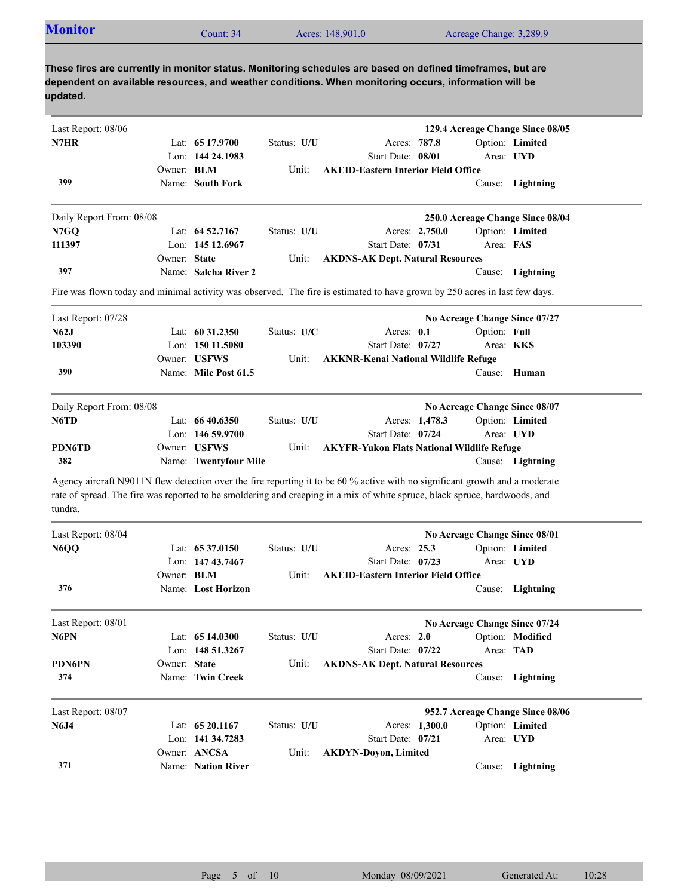## Monitor

Count: 34 | Acres: 148,901.0 | Acreage Change: 3,289.9

**These fires are currently in monitor status. Monitoring schedules are based on defined timeframes, but are dependent on available resources, and weather conditions. When monitoring occurs, information will be updated.**

---

Last Report: 08/06 — **129.4 Acreage Change Since 08/05**

| | | | | |
|---|---|---|---|---|
| **N7HR** | Lat: **65 17.9700** | Status: **U/U** | Acres: **787.8** | Option: **Limited** |
| | Lon: **144 24.1983** | | Start Date: **08/01** | Area: **UYD** |
| | Owner: **BLM** | Unit: | **AKEID-Eastern Interior Field Office** | |
| **399** | Name: **South Fork** | | | Cause: **Lightning** |

---

Daily Report From: 08/08 — **250.0 Acreage Change Since 08/04**

| | | | | |
|---|---|---|---|---|
| **N7GQ** | Lat: **64 52.7167** | Status: **U/U** | Acres: **2,750.0** | Option: **Limited** |
| **111397** | Lon: **145 12.6967** | | Start Date: **07/31** | Area: **FAS** |
| | Owner: **State** | Unit: | **AKDNS-AK Dept. Natural Resources** | |
| **397** | Name: **Salcha River 2** | | | Cause: **Lightning** |

Fire was flown today and minimal activity was observed. The fire is estimated to have grown by 250 acres in last few days.

---

Last Report: 07/28 — **No Acreage Change Since 07/27**

| | | | | |
|---|---|---|---|---|
| **N62J** | Lat: **60 31.2350** | Status: **U/C** | Acres: **0.1** | Option: **Full** |
| **103390** | Lon: **150 11.5080** | | Start Date: **07/27** | Area: **KKS** |
| | Owner: **USFWS** | Unit: | **AKKNR-Kenai National Wildlife Refuge** | |
| **390** | Name: **Mile Post 61.5** | | | Cause: **Human** |

---

Daily Report From: 08/08 — **No Acreage Change Since 08/07**

| | | | | |
|---|---|---|---|---|
| **N6TD** | Lat: **66 40.6350** | Status: **U/U** | Acres: **1,478.3** | Option: **Limited** |
| | Lon: **146 59.9700** | | Start Date: **07/24** | Area: **UYD** |
| **PDN6TD** | Owner: **USFWS** | Unit: | **AKYFR-Yukon Flats National Wildlife Refuge** | |
| **382** | Name: **Twentyfour Mile** | | | Cause: **Lightning** |

Agency aircraft N9011N flew detection over the fire reporting it to be 60 % active with no significant growth and a moderate rate of spread. The fire was reported to be smoldering and creeping in a mix of white spruce, black spruce, hardwoods, and tundra.

---

Last Report: 08/04 — **No Acreage Change Since 08/01**

| | | | | |
|---|---|---|---|---|
| **N6QQ** | Lat: **65 37.0150** | Status: **U/U** | Acres: **25.3** | Option: **Limited** |
| | Lon: **147 43.7467** | | Start Date: **07/23** | Area: **UYD** |
| | Owner: **BLM** | Unit: | **AKEID-Eastern Interior Field Office** | |
| **376** | Name: **Lost Horizon** | | | Cause: **Lightning** |

---

Last Report: 08/01 — **No Acreage Change Since 07/24**

| | | | | |
|---|---|---|---|---|
| **N6PN** | Lat: **65 14.0300** | Status: **U/U** | Acres: **2.0** | Option: **Modified** |
| | Lon: **148 51.3267** | | Start Date: **07/22** | Area: **TAD** |
| **PDN6PN** | Owner: **State** | Unit: | **AKDNS-AK Dept. Natural Resources** | |
| **374** | Name: **Twin Creek** | | | Cause: **Lightning** |

---

Last Report: 08/07 — **952.7 Acreage Change Since 08/06**

| | | | | |
|---|---|---|---|---|
| **N6J4** | Lat: **65 20.1167** | Status: **U/U** | Acres: **1,300.0** | Option: **Limited** |
| | Lon: **141 34.7283** | | Start Date: **07/21** | Area: **UYD** |
| | Owner: **ANCSA** | Unit: | **AKDYN-Doyon, Limited** | |
| **371** | Name: **Nation River** | | | Cause: **Lightning** |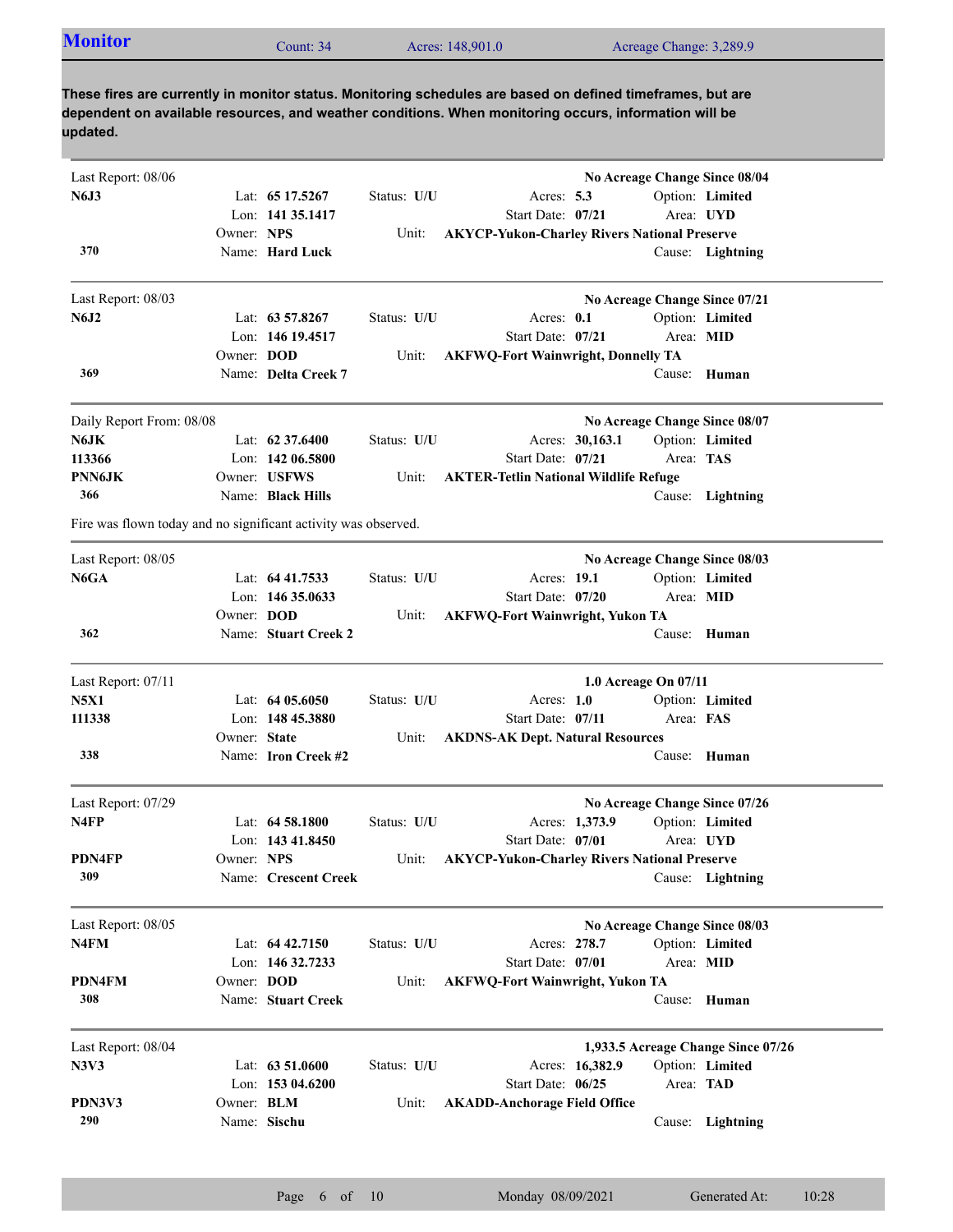## Monitor

Count: 34 | Acres: 148,901.0 | Acreage Change: 3,289.9

**These fires are currently in monitor status. Monitoring schedules are based on defined timeframes, but are dependent on available resources, and weather conditions. When monitoring occurs, information will be updated.**

---

Last Report: 08/06 — **No Acreage Change Since 08/04**

| | | | |
|---|---|---|---|
| **N6J3** | Lat: **65 17.5267** | Status: **U/U** | Acres: **5.3** Option: **Limited** |
| | Lon: **141 35.1417** | | Start Date: **07/21** Area: **UYD** |
| | Owner: **NPS** | Unit: **AKYCP-Yukon-Charley Rivers National Preserve** | |
| **370** | Name: **Hard Luck** | | Cause: **Lightning** |

---

Last Report: 08/03 — **No Acreage Change Since 07/21**

| | | | |
|---|---|---|---|
| **N6J2** | Lat: **63 57.8267** | Status: **U/U** | Acres: **0.1** Option: **Limited** |
| | Lon: **146 19.4517** | | Start Date: **07/21** Area: **MID** |
| | Owner: **DOD** | Unit: **AKFWQ-Fort Wainwright, Donnelly TA** | |
| **369** | Name: **Delta Creek 7** | | Cause: **Human** |

---

Daily Report From: 08/08 — **No Acreage Change Since 08/07**

| | | | |
|---|---|---|---|
| **N6JK** | Lat: **62 37.6400** | Status: **U/U** | Acres: **30,163.1** Option: **Limited** |
| **113366** | Lon: **142 06.5800** | | Start Date: **07/21** Area: **TAS** |
| **PNN6JK** | Owner: **USFWS** | Unit: **AKTER-Tetlin National Wildlife Refuge** | |
| **366** | Name: **Black Hills** | | Cause: **Lightning** |

Fire was flown today and no significant activity was observed.

---

Last Report: 08/05 — **No Acreage Change Since 08/03**

| | | | |
|---|---|---|---|
| **N6GA** | Lat: **64 41.7533** | Status: **U/U** | Acres: **19.1** Option: **Limited** |
| | Lon: **146 35.0633** | | Start Date: **07/20** Area: **MID** |
| | Owner: **DOD** | Unit: **AKFWQ-Fort Wainwright, Yukon TA** | |
| **362** | Name: **Stuart Creek 2** | | Cause: **Human** |

---

Last Report: 07/11 — **1.0 Acreage On 07/11**

| | | | |
|---|---|---|---|
| **N5X1** | Lat: **64 05.6050** | Status: **U/U** | Acres: **1.0** Option: **Limited** |
| **111338** | Lon: **148 45.3880** | | Start Date: **07/11** Area: **FAS** |
| | Owner: **State** | Unit: **AKDNS-AK Dept. Natural Resources** | |
| **338** | Name: **Iron Creek #2** | | Cause: **Human** |

---

Last Report: 07/29 — **No Acreage Change Since 07/26**

| | | | |
|---|---|---|---|
| **N4FP** | Lat: **64 58.1800** | Status: **U/U** | Acres: **1,373.9** Option: **Limited** |
| | Lon: **143 41.8450** | | Start Date: **07/01** Area: **UYD** |
| **PDN4FP** | Owner: **NPS** | Unit: **AKYCP-Yukon-Charley Rivers National Preserve** | |
| **309** | Name: **Crescent Creek** | | Cause: **Lightning** |

---

Last Report: 08/05 — **No Acreage Change Since 08/03**

| | | | |
|---|---|---|---|
| **N4FM** | Lat: **64 42.7150** | Status: **U/U** | Acres: **278.7** Option: **Limited** |
| | Lon: **146 32.7233** | | Start Date: **07/01** Area: **MID** |
| **PDN4FM** | Owner: **DOD** | Unit: **AKFWQ-Fort Wainwright, Yukon TA** | |
| **308** | Name: **Stuart Creek** | | Cause: **Human** |

---

Last Report: 08/04 — **1,933.5 Acreage Change Since 07/26**

| | | | |
|---|---|---|---|
| **N3V3** | Lat: **63 51.0600** | Status: **U/U** | Acres: **16,382.9** Option: **Limited** |
| | Lon: **153 04.6200** | | Start Date: **06/25** Area: **TAD** |
| **PDN3V3** | Owner: **BLM** | Unit: **AKADD-Anchorage Field Office** | |
| **290** | Name: **Sischu** | | Cause: **Lightning** |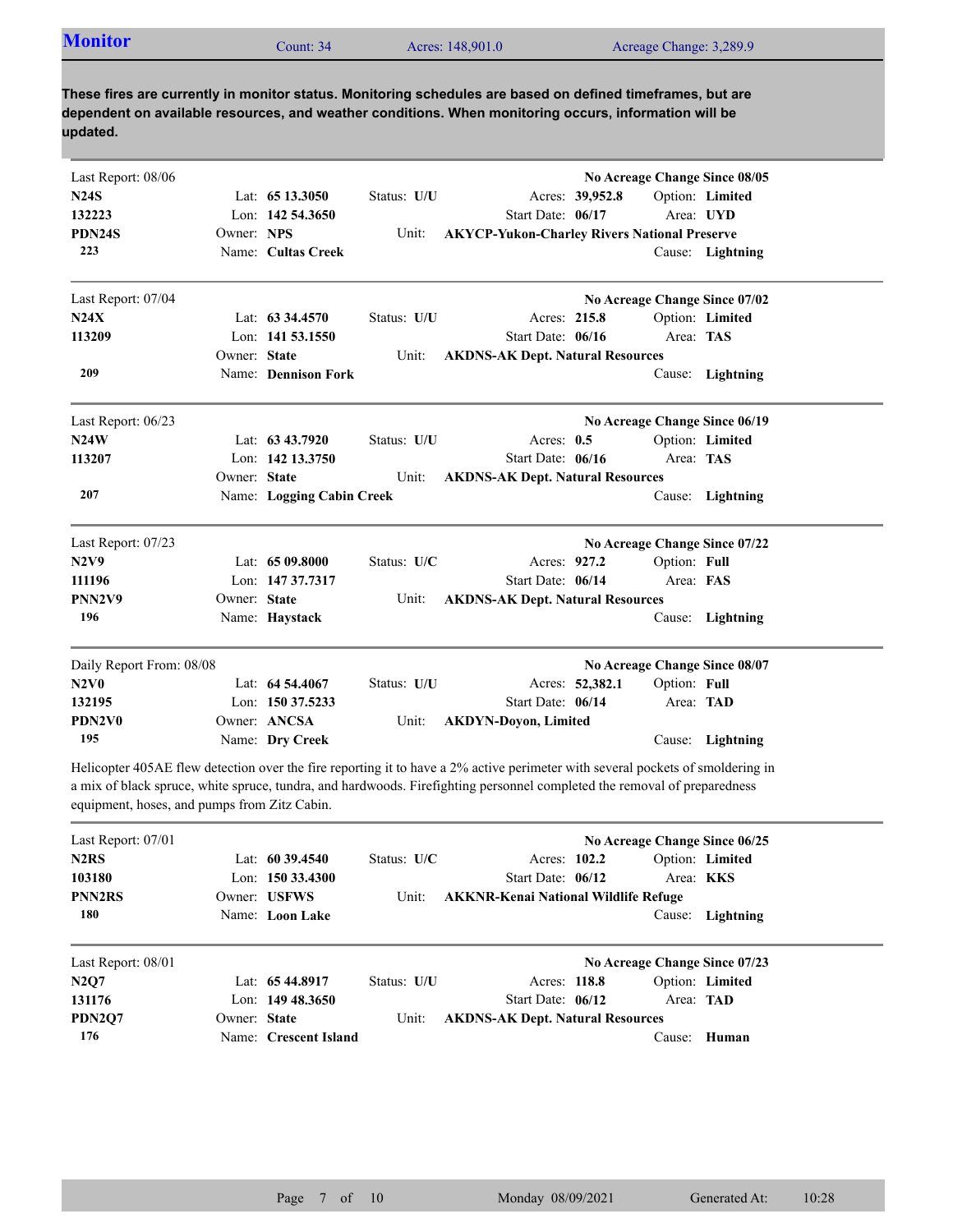## Monitor

Count: 34 | Acres: 148,901.0 | Acreage Change: 3,289.9

**These fires are currently in monitor status. Monitoring schedules are based on defined timeframes, but are dependent on available resources, and weather conditions. When monitoring occurs, information will be updated.**

---

Last Report: 08/06 — **No Acreage Change Since 08/05**

| | | | |
|---|---|---|---|
| **N24S** | Lat: **65 13.3050** | Status: **U/U** | Acres: **39,952.8** — Option: **Limited** |
| **132223** | Lon: **142 54.3650** | | Start Date: **06/17** — Area: **UYD** |
| **PDN24S** | Owner: **NPS** | Unit: | **AKYCP-Yukon-Charley Rivers National Preserve** |
| **223** | Name: **Cultas Creek** | | Cause: **Lightning** |

---

Last Report: 07/04 — **No Acreage Change Since 07/02**

| | | | |
|---|---|---|---|
| **N24X** | Lat: **63 34.4570** | Status: **U/U** | Acres: **215.8** — Option: **Limited** |
| **113209** | Lon: **141 53.1550** | | Start Date: **06/16** — Area: **TAS** |
| | Owner: **State** | Unit: | **AKDNS-AK Dept. Natural Resources** |
| **209** | Name: **Dennison Fork** | | Cause: **Lightning** |

---

Last Report: 06/23 — **No Acreage Change Since 06/19**

| | | | |
|---|---|---|---|
| **N24W** | Lat: **63 43.7920** | Status: **U/U** | Acres: **0.5** — Option: **Limited** |
| **113207** | Lon: **142 13.3750** | | Start Date: **06/16** — Area: **TAS** |
| | Owner: **State** | Unit: | **AKDNS-AK Dept. Natural Resources** |
| **207** | Name: **Logging Cabin Creek** | | Cause: **Lightning** |

---

Last Report: 07/23 — **No Acreage Change Since 07/22**

| | | | |
|---|---|---|---|
| **N2V9** | Lat: **65 09.8000** | Status: **U/C** | Acres: **927.2** — Option: **Full** |
| **111196** | Lon: **147 37.7317** | | Start Date: **06/14** — Area: **FAS** |
| **PNN2V9** | Owner: **State** | Unit: | **AKDNS-AK Dept. Natural Resources** |
| **196** | Name: **Haystack** | | Cause: **Lightning** |

---

Daily Report From: 08/08 — **No Acreage Change Since 08/07**

| | | | |
|---|---|---|---|
| **N2V0** | Lat: **64 54.4067** | Status: **U/U** | Acres: **52,382.1** — Option: **Full** |
| **132195** | Lon: **150 37.5233** | | Start Date: **06/14** — Area: **TAD** |
| **PDN2V0** | Owner: **ANCSA** | Unit: | **AKDYN-Doyon, Limited** |
| **195** | Name: **Dry Creek** | | Cause: **Lightning** |

Helicopter 405AE flew detection over the fire reporting it to have a 2% active perimeter with several pockets of smoldering in a mix of black spruce, white spruce, tundra, and hardwoods. Firefighting personnel completed the removal of preparedness equipment, hoses, and pumps from Zitz Cabin.

---

Last Report: 07/01 — **No Acreage Change Since 06/25**

| | | | |
|---|---|---|---|
| **N2RS** | Lat: **60 39.4540** | Status: **U/C** | Acres: **102.2** — Option: **Limited** |
| **103180** | Lon: **150 33.4300** | | Start Date: **06/12** — Area: **KKS** |
| **PNN2RS** | Owner: **USFWS** | Unit: | **AKKNR-Kenai National Wildlife Refuge** |
| **180** | Name: **Loon Lake** | | Cause: **Lightning** |

---

Last Report: 08/01 — **No Acreage Change Since 07/23**

| | | | |
|---|---|---|---|
| **N2Q7** | Lat: **65 44.8917** | Status: **U/U** | Acres: **118.8** — Option: **Limited** |
| **131176** | Lon: **149 48.3650** | | Start Date: **06/12** — Area: **TAD** |
| **PDN2Q7** | Owner: **State** | Unit: | **AKDNS-AK Dept. Natural Resources** |
| **176** | Name: **Crescent Island** | | Cause: **Human** |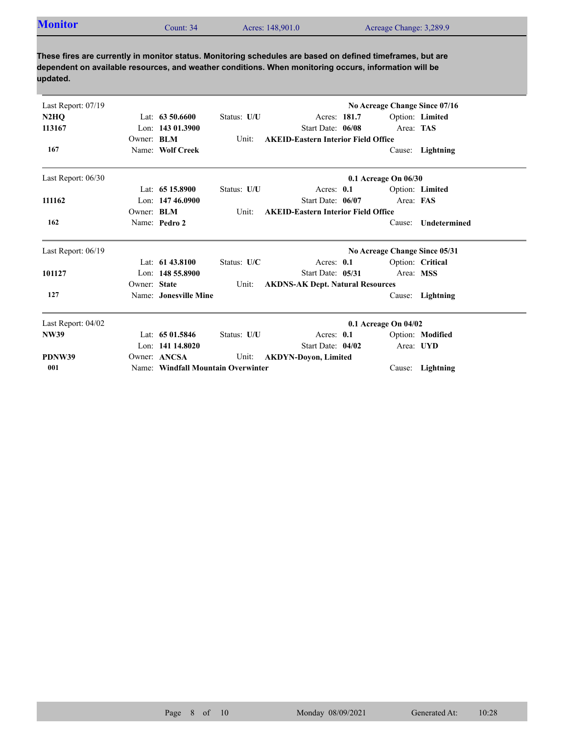## Monitor

Count: 34 | Acres: 148,901.0 | Acreage Change: 3,289.9

**These fires are currently in monitor status. Monitoring schedules are based on defined timeframes, but are dependent on available resources, and weather conditions. When monitoring occurs, information will be updated.**

---

Last Report: 07/19 — **No Acreage Change Since 07/16**

| | | | | |
|---|---|---|---|---|
| **N2HQ** | Lat: **63 50.6600** | Status: **U/U** | Acres: **181.7** | Option: **Limited** |
| **113167** | Lon: **143 01.3900** | | Start Date: **06/08** | Area: **TAS** |
| | Owner: **BLM** | Unit: **AKEID-Eastern Interior Field Office** | | |
| **167** | Name: **Wolf Creek** | | | Cause: **Lightning** |

---

Last Report: 06/30 — **0.1 Acreage On 06/30**

| | | | | |
|---|---|---|---|---|
| | Lat: **65 15.8900** | Status: **U/U** | Acres: **0.1** | Option: **Limited** |
| **111162** | Lon: **147 46.0900** | | Start Date: **06/07** | Area: **FAS** |
| | Owner: **BLM** | Unit: **AKEID-Eastern Interior Field Office** | | |
| **162** | Name: **Pedro 2** | | | Cause: **Undetermined** |

---

Last Report: 06/19 — **No Acreage Change Since 05/31**

| | | | | |
|---|---|---|---|---|
| | Lat: **61 43.8100** | Status: **U/C** | Acres: **0.1** | Option: **Critical** |
| **101127** | Lon: **148 55.8900** | | Start Date: **05/31** | Area: **MSS** |
| | Owner: **State** | Unit: **AKDNS-AK Dept. Natural Resources** | | |
| **127** | Name: **Jonesville Mine** | | | Cause: **Lightning** |

---

Last Report: 04/02 — **0.1 Acreage On 04/02**

| | | | | |
|---|---|---|---|---|
| **NW39** | Lat: **65 01.5846** | Status: **U/U** | Acres: **0.1** | Option: **Modified** |
| | Lon: **141 14.8020** | | Start Date: **04/02** | Area: **UYD** |
| **PDNW39** | Owner: **ANCSA** | Unit: **AKDYN-Doyon, Limited** | | |
| **001** | Name: **Windfall Mountain Overwinter** | | | Cause: **Lightning** |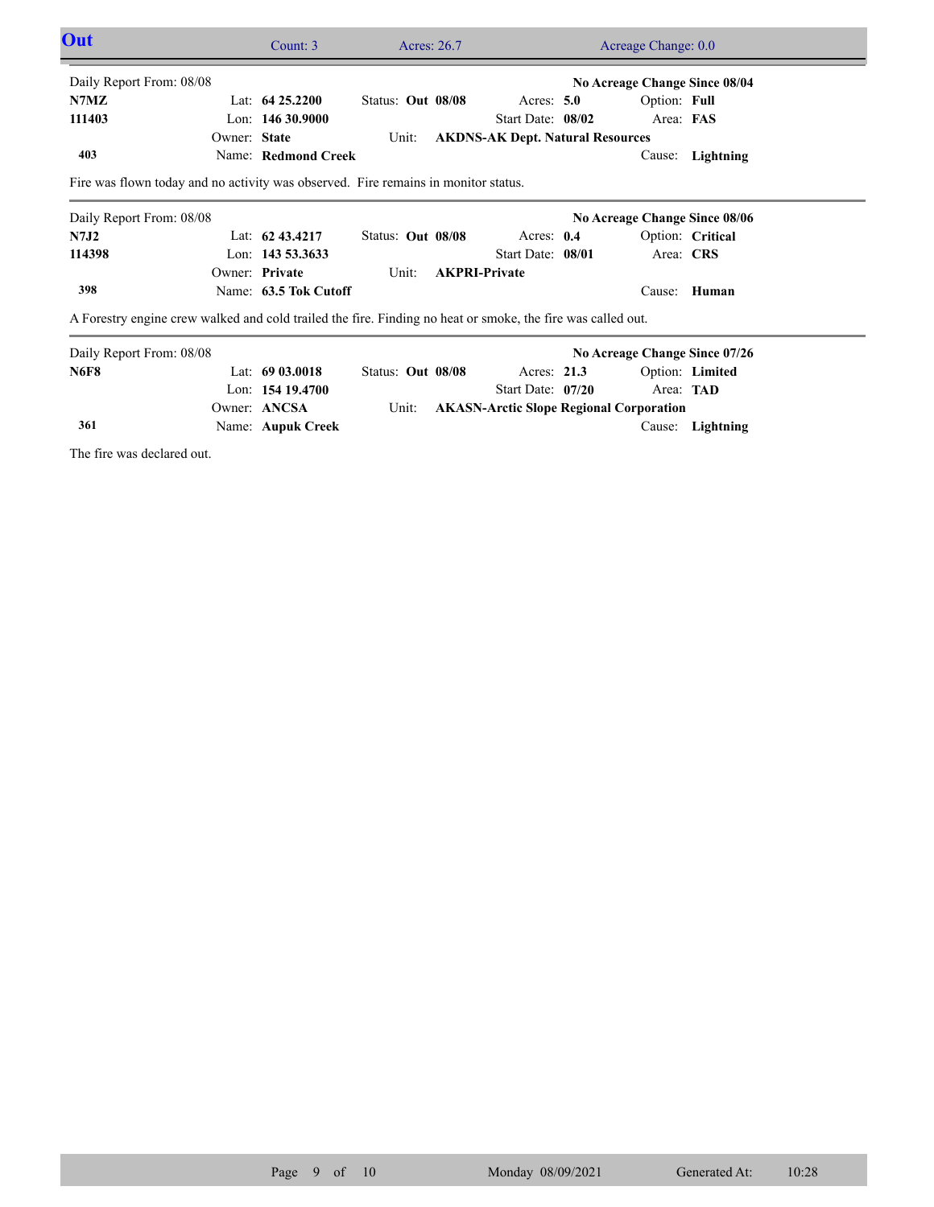## Out

Count: 3 | Acres: 26.7 | Acreage Change: 0.0

---

Daily Report From: 08/08 — **No Acreage Change Since 08/04**

| | | | | |
|---|---|---|---|---|
| **N7MZ** | Lat: **64 25.2200** | Status: **Out 08/08** | Acres: **5.0** | Option: **Full** |
| **111403** | Lon: **146 30.9000** | | Start Date: **08/02** | Area: **FAS** |
| | Owner: **State** | Unit: **AKDNS-AK Dept. Natural Resources** | | |
| **403** | Name: **Redmond Creek** | | | Cause: **Lightning** |

Fire was flown today and no activity was observed. Fire remains in monitor status.

---

Daily Report From: 08/08 — **No Acreage Change Since 08/06**

| | | | | |
|---|---|---|---|---|
| **N7J2** | Lat: **62 43.4217** | Status: **Out 08/08** | Acres: **0.4** | Option: **Critical** |
| **114398** | Lon: **143 53.3633** | | Start Date: **08/01** | Area: **CRS** |
| | Owner: **Private** | Unit: **AKPRI-Private** | | |
| **398** | Name: **63.5 Tok Cutoff** | | | Cause: **Human** |

A Forestry engine crew walked and cold trailed the fire. Finding no heat or smoke, the fire was called out.

---

Daily Report From: 08/08 — **No Acreage Change Since 07/26**

| | | | | |
|---|---|---|---|---|
| **N6F8** | Lat: **69 03.0018** | Status: **Out 08/08** | Acres: **21.3** | Option: **Limited** |
| | Lon: **154 19.4700** | | Start Date: **07/20** | Area: **TAD** |
| | Owner: **ANCSA** | Unit: **AKASN-Arctic Slope Regional Corporation** | | |
| **361** | Name: **Aupuk Creek** | | | Cause: **Lightning** |

The fire was declared out.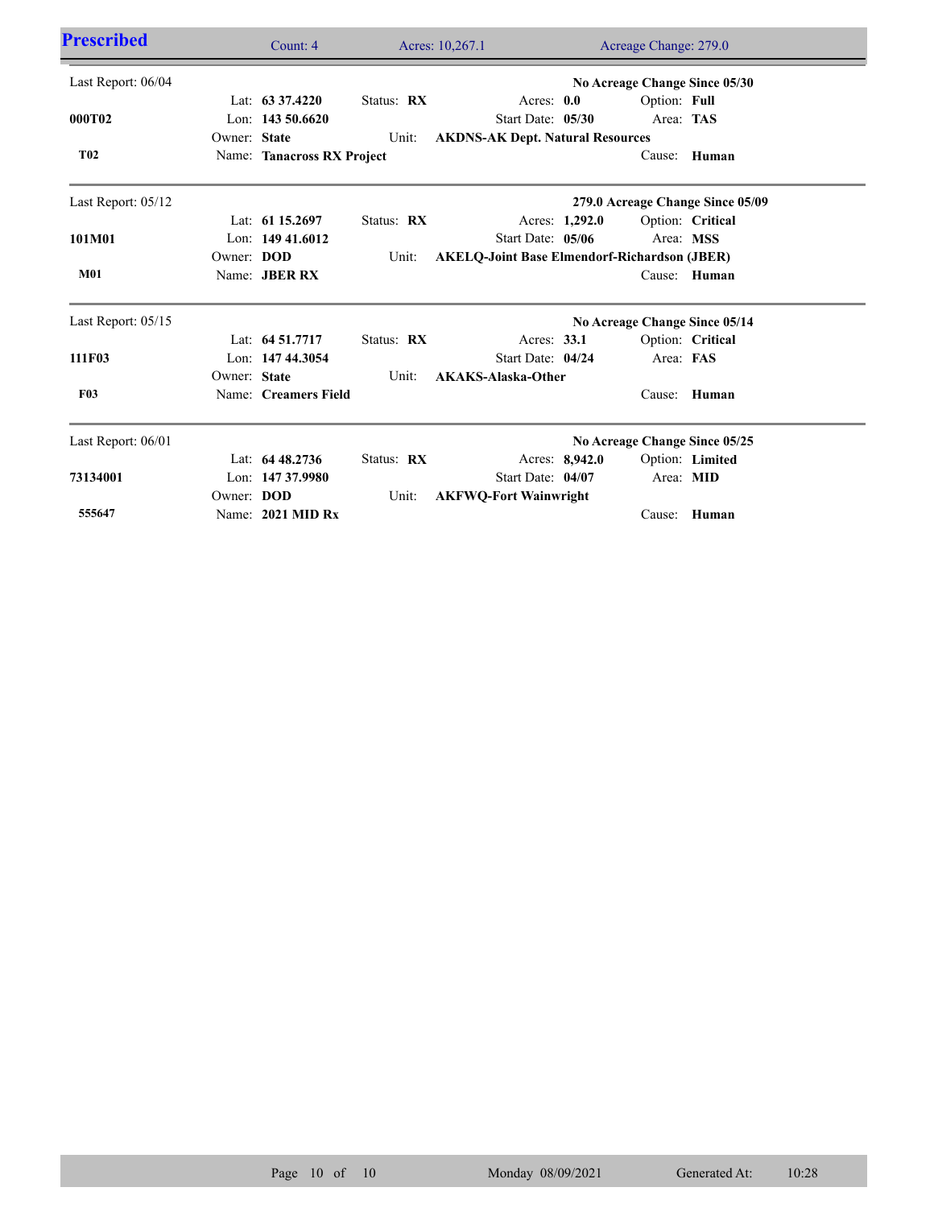## Prescribed

Count: 4 | Acres: 10,267.1 | Acreage Change: 279.0

---

Last Report: 06/04 — **No Acreage Change Since 05/30**

**000T02**

**T02**

Lat: **63 37.4220** | Status: **RX** | Acres: **0.0** | Option: **Full**
Lon: **143 50.6620** | Start Date: **05/30** | Area: **TAS**
Owner: **State** | Unit: **AKDNS-AK Dept. Natural Resources**
Name: **Tanacross RX Project** | Cause: **Human**

---

Last Report: 05/12 — **279.0 Acreage Change Since 05/09**

**101M01**

**M01**

Lat: **61 15.2697** | Status: **RX** | Acres: **1,292.0** | Option: **Critical**
Lon: **149 41.6012** | Start Date: **05/06** | Area: **MSS**
Owner: **DOD** | Unit: **AKELQ-Joint Base Elmendorf-Richardson (JBER)**
Name: **JBER RX** | Cause: **Human**

---

Last Report: 05/15 — **No Acreage Change Since 05/14**

**111F03**

**F03**

Lat: **64 51.7717** | Status: **RX** | Acres: **33.1** | Option: **Critical**
Lon: **147 44.3054** | Start Date: **04/24** | Area: **FAS**
Owner: **State** | Unit: **AKAKS-Alaska-Other**
Name: **Creamers Field** | Cause: **Human**

---

Last Report: 06/01 — **No Acreage Change Since 05/25**

**73134001**

**555647**

Lat: **64 48.2736** | Status: **RX** | Acres: **8,942.0** | Option: **Limited**
Lon: **147 37.9980** | Start Date: **04/07** | Area: **MID**
Owner: **DOD** | Unit: **AKFWQ-Fort Wainwright**
Name: **2021 MID Rx** | Cause: **Human**

Monday 08/09/2021 Generated At: 10:28